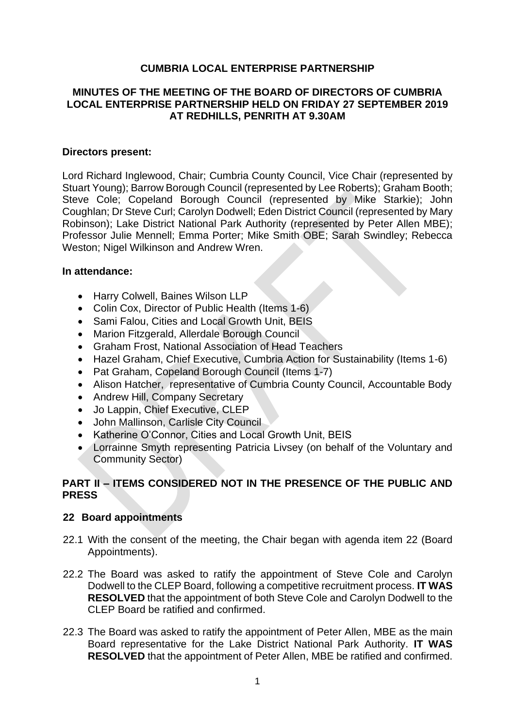**CUMBRIA LOCAL ENTERPRISE PARTNERSHIP**

**MINUTES OF THE MEETING OF THE BOARD OF DIRECTORS OF CUMBRIA LOCAL ENTERPRISE PARTNERSHIP HELD ON FRIDAY 27 SEPTEMBER 2019 AT REDHILLS, PENRITH AT 9.30AM**

**Directors present:**

Lord Richard Inglewood, Chair; Cumbria County Council, Vice Chair (represented by Stuart Young); Barrow Borough Council (represented by Lee Roberts); Graham Booth; Steve Cole; Copeland Borough Council (represented by Mike Starkie); John Coughlan; Dr Steve Curl; Carolyn Dodwell; Eden District Council (represented by Mary Robinson); Lake District National Park Authority (represented by Peter Allen MBE); Professor Julie Mennell; Emma Porter; Mike Smith OBE; Sarah Swindley; Rebecca Weston; Nigel Wilkinson and Andrew Wren.

**In attendance:**

- Harry Colwell, Baines Wilson LLP
- Colin Cox, Director of Public Health (Items 1-6)
- Sami Falou, Cities and Local Growth Unit, BEIS
- Marion Fitzgerald, Allerdale Borough Council
- Graham Frost, National Association of Head Teachers
- Hazel Graham, Chief Executive, Cumbria Action for Sustainability (Items 1-6)
- Pat Graham, Copeland Borough Council (Items 1-7)
- Alison Hatcher, representative of Cumbria County Council, Accountable Body
- Andrew Hill, Company Secretary
- Jo Lappin, Chief Executive, CLEP
- John Mallinson, Carlisle City Council
- Katherine O'Connor, Cities and Local Growth Unit, BEIS
- Lorrainne Smyth representing Patricia Livsey (on behalf of the Voluntary and Community Sector)

**PART II – ITEMS CONSIDERED NOT IN THE PRESENCE OF THE PUBLIC AND PRESS**

**22 Board appointments**

22.1 With the consent of the meeting, the Chair began with agenda item 22 (Board Appointments).

22.2 The Board was asked to ratify the appointment of Steve Cole and Carolyn Dodwell to the CLEP Board, following a competitive recruitment process. **IT WAS RESOLVED** that the appointment of both Steve Cole and Carolyn Dodwell to the CLEP Board be ratified and confirmed.

22.3 The Board was asked to ratify the appointment of Peter Allen, MBE as the main Board representative for the Lake District National Park Authority. **IT WAS RESOLVED** that the appointment of Peter Allen, MBE be ratified and confirmed.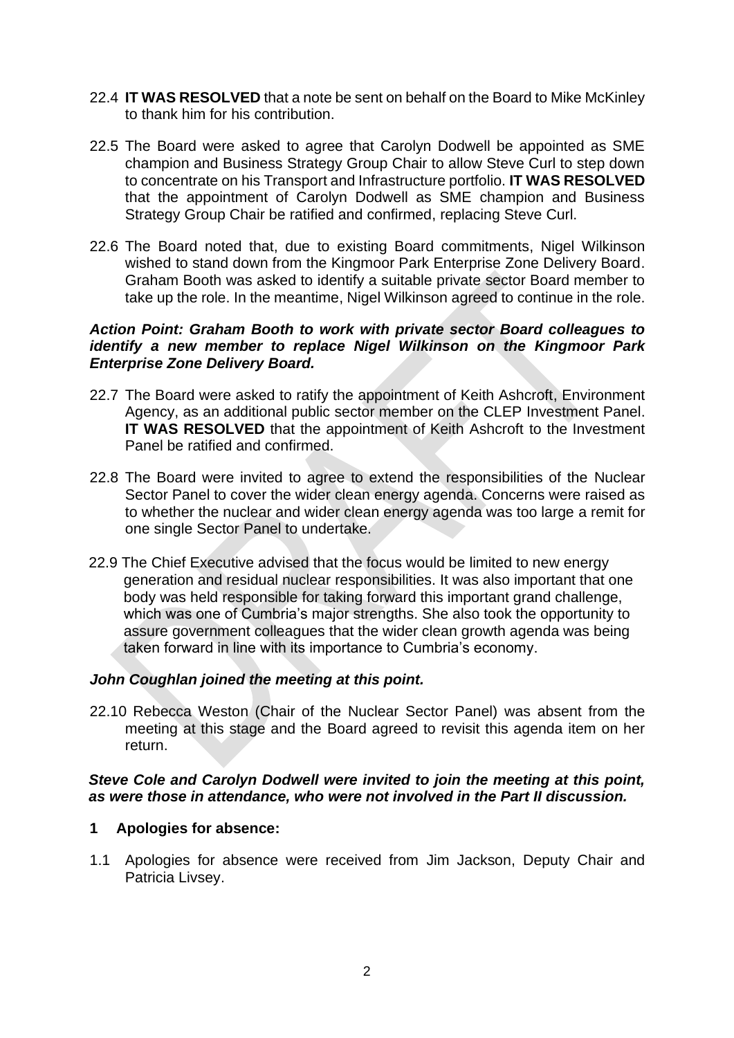22.4 **IT WAS RESOLVED** that a note be sent on behalf on the Board to Mike McKinley to thank him for his contribution.

22.5 The Board were asked to agree that Carolyn Dodwell be appointed as SME champion and Business Strategy Group Chair to allow Steve Curl to step down to concentrate on his Transport and Infrastructure portfolio. **IT WAS RESOLVED** that the appointment of Carolyn Dodwell as SME champion and Business Strategy Group Chair be ratified and confirmed, replacing Steve Curl.

22.6 The Board noted that, due to existing Board commitments, Nigel Wilkinson wished to stand down from the Kingmoor Park Enterprise Zone Delivery Board. Graham Booth was asked to identify a suitable private sector Board member to take up the role. In the meantime, Nigel Wilkinson agreed to continue in the role.

***Action Point: Graham Booth to work with private sector Board colleagues to identify a new member to replace Nigel Wilkinson on the Kingmoor Park Enterprise Zone Delivery Board.***

22.7 The Board were asked to ratify the appointment of Keith Ashcroft, Environment Agency, as an additional public sector member on the CLEP Investment Panel. **IT WAS RESOLVED** that the appointment of Keith Ashcroft to the Investment Panel be ratified and confirmed.

22.8 The Board were invited to agree to extend the responsibilities of the Nuclear Sector Panel to cover the wider clean energy agenda. Concerns were raised as to whether the nuclear and wider clean energy agenda was too large a remit for one single Sector Panel to undertake.

22.9 The Chief Executive advised that the focus would be limited to new energy generation and residual nuclear responsibilities. It was also important that one body was held responsible for taking forward this important grand challenge, which was one of Cumbria's major strengths. She also took the opportunity to assure government colleagues that the wider clean growth agenda was being taken forward in line with its importance to Cumbria's economy.

***John Coughlan joined the meeting at this point.***

22.10 Rebecca Weston (Chair of the Nuclear Sector Panel) was absent from the meeting at this stage and the Board agreed to revisit this agenda item on her return.

***Steve Cole and Carolyn Dodwell were invited to join the meeting at this point, as were those in attendance, who were not involved in the Part II discussion.***

**1 Apologies for absence:**

1.1 Apologies for absence were received from Jim Jackson, Deputy Chair and Patricia Livsey.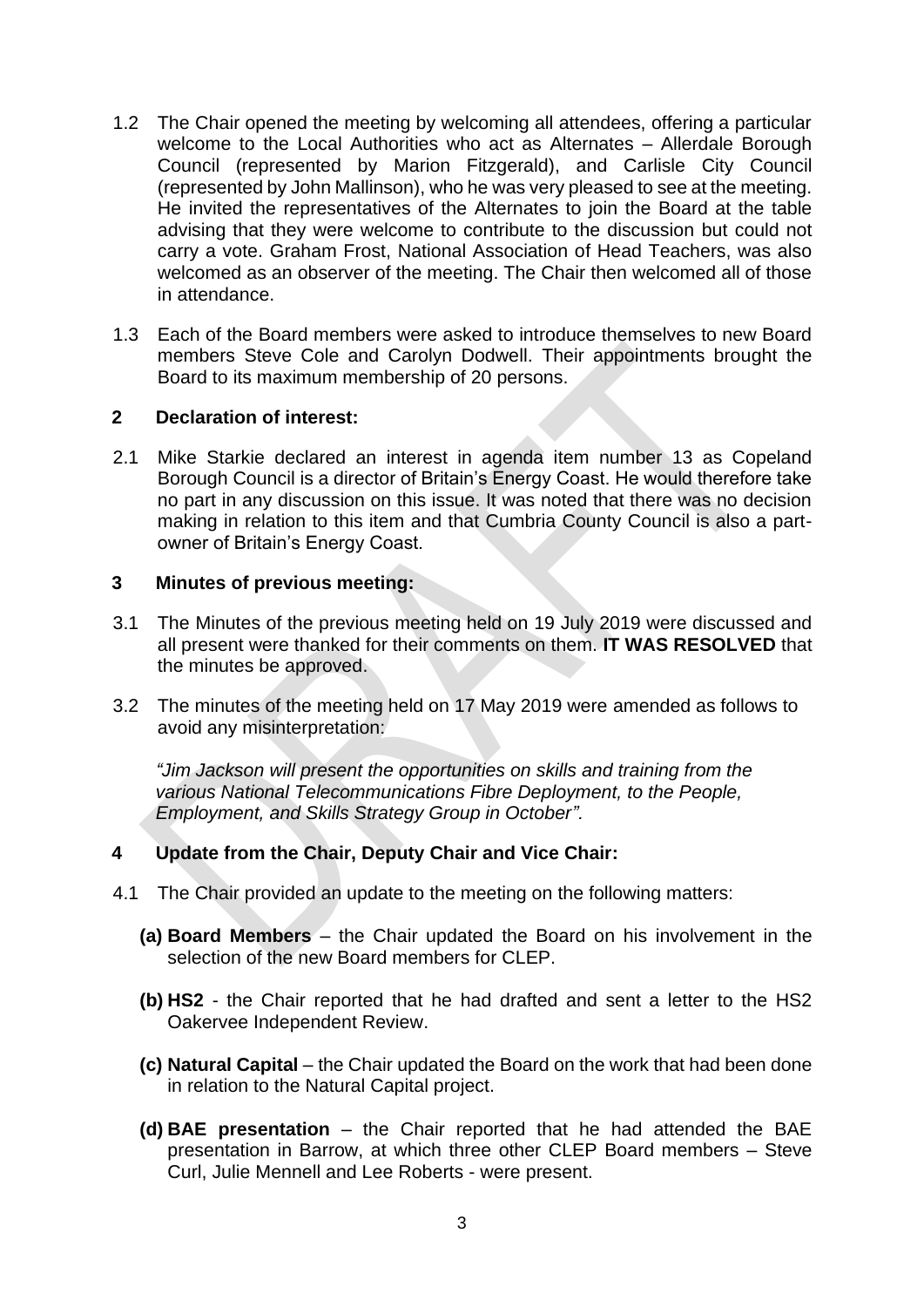1.2 The Chair opened the meeting by welcoming all attendees, offering a particular welcome to the Local Authorities who act as Alternates – Allerdale Borough Council (represented by Marion Fitzgerald), and Carlisle City Council (represented by John Mallinson), who he was very pleased to see at the meeting. He invited the representatives of the Alternates to join the Board at the table advising that they were welcome to contribute to the discussion but could not carry a vote. Graham Frost, National Association of Head Teachers, was also welcomed as an observer of the meeting. The Chair then welcomed all of those in attendance.

1.3 Each of the Board members were asked to introduce themselves to new Board members Steve Cole and Carolyn Dodwell. Their appointments brought the Board to its maximum membership of 20 persons.

## 2 Declaration of interest:

2.1 Mike Starkie declared an interest in agenda item number 13 as Copeland Borough Council is a director of Britain's Energy Coast. He would therefore take no part in any discussion on this issue. It was noted that there was no decision making in relation to this item and that Cumbria County Council is also a part-owner of Britain's Energy Coast.

## 3 Minutes of previous meeting:

3.1 The Minutes of the previous meeting held on 19 July 2019 were discussed and all present were thanked for their comments on them. **IT WAS RESOLVED** that the minutes be approved.

3.2 The minutes of the meeting held on 17 May 2019 were amended as follows to avoid any misinterpretation:

*"Jim Jackson will present the opportunities on skills and training from the various National Telecommunications Fibre Deployment, to the People, Employment, and Skills Strategy Group in October".*

## 4 Update from the Chair, Deputy Chair and Vice Chair:

4.1 The Chair provided an update to the meeting on the following matters:

**(a) Board Members** – the Chair updated the Board on his involvement in the selection of the new Board members for CLEP.

**(b) HS2** - the Chair reported that he had drafted and sent a letter to the HS2 Oakervee Independent Review.

**(c) Natural Capital** – the Chair updated the Board on the work that had been done in relation to the Natural Capital project.

**(d) BAE presentation** – the Chair reported that he had attended the BAE presentation in Barrow, at which three other CLEP Board members – Steve Curl, Julie Mennell and Lee Roberts - were present.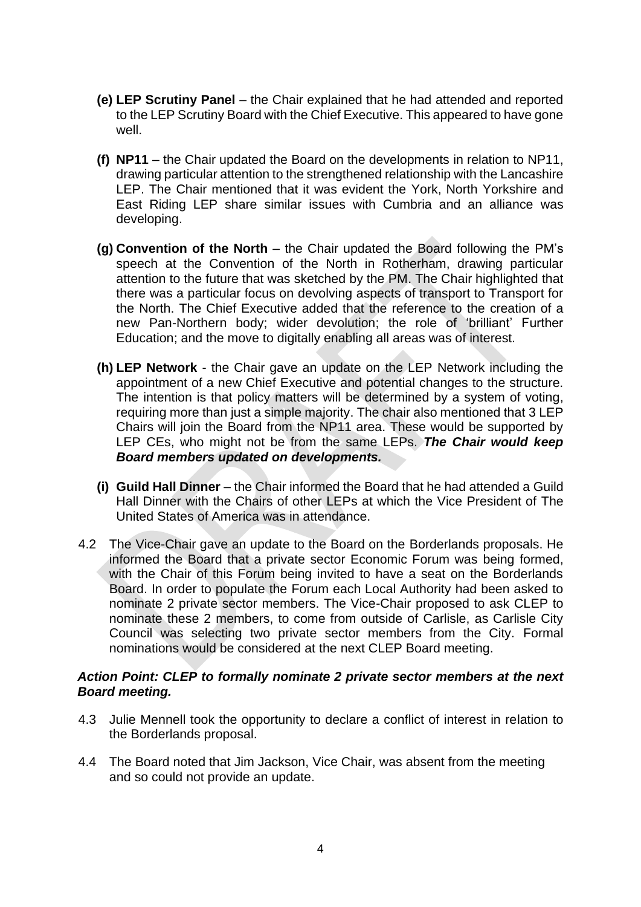**(e) LEP Scrutiny Panel** – the Chair explained that he had attended and reported to the LEP Scrutiny Board with the Chief Executive. This appeared to have gone well.

**(f) NP11** – the Chair updated the Board on the developments in relation to NP11, drawing particular attention to the strengthened relationship with the Lancashire LEP. The Chair mentioned that it was evident the York, North Yorkshire and East Riding LEP share similar issues with Cumbria and an alliance was developing.

**(g) Convention of the North** – the Chair updated the Board following the PM's speech at the Convention of the North in Rotherham, drawing particular attention to the future that was sketched by the PM. The Chair highlighted that there was a particular focus on devolving aspects of transport to Transport for the North. The Chief Executive added that the reference to the creation of a new Pan-Northern body; wider devolution; the role of 'brilliant' Further Education; and the move to digitally enabling all areas was of interest.

**(h) LEP Network** - the Chair gave an update on the LEP Network including the appointment of a new Chief Executive and potential changes to the structure. The intention is that policy matters will be determined by a system of voting, requiring more than just a simple majority. The chair also mentioned that 3 LEP Chairs will join the Board from the NP11 area. These would be supported by LEP CEs, who might not be from the same LEPs. ***The Chair would keep Board members updated on developments.***

**(i) Guild Hall Dinner** – the Chair informed the Board that he had attended a Guild Hall Dinner with the Chairs of other LEPs at which the Vice President of The United States of America was in attendance.

4.2 The Vice-Chair gave an update to the Board on the Borderlands proposals. He informed the Board that a private sector Economic Forum was being formed, with the Chair of this Forum being invited to have a seat on the Borderlands Board. In order to populate the Forum each Local Authority had been asked to nominate 2 private sector members. The Vice-Chair proposed to ask CLEP to nominate these 2 members, to come from outside of Carlisle, as Carlisle City Council was selecting two private sector members from the City. Formal nominations would be considered at the next CLEP Board meeting.

***Action Point: CLEP to formally nominate 2 private sector members at the next Board meeting.***

4.3 Julie Mennell took the opportunity to declare a conflict of interest in relation to the Borderlands proposal.

4.4 The Board noted that Jim Jackson, Vice Chair, was absent from the meeting and so could not provide an update.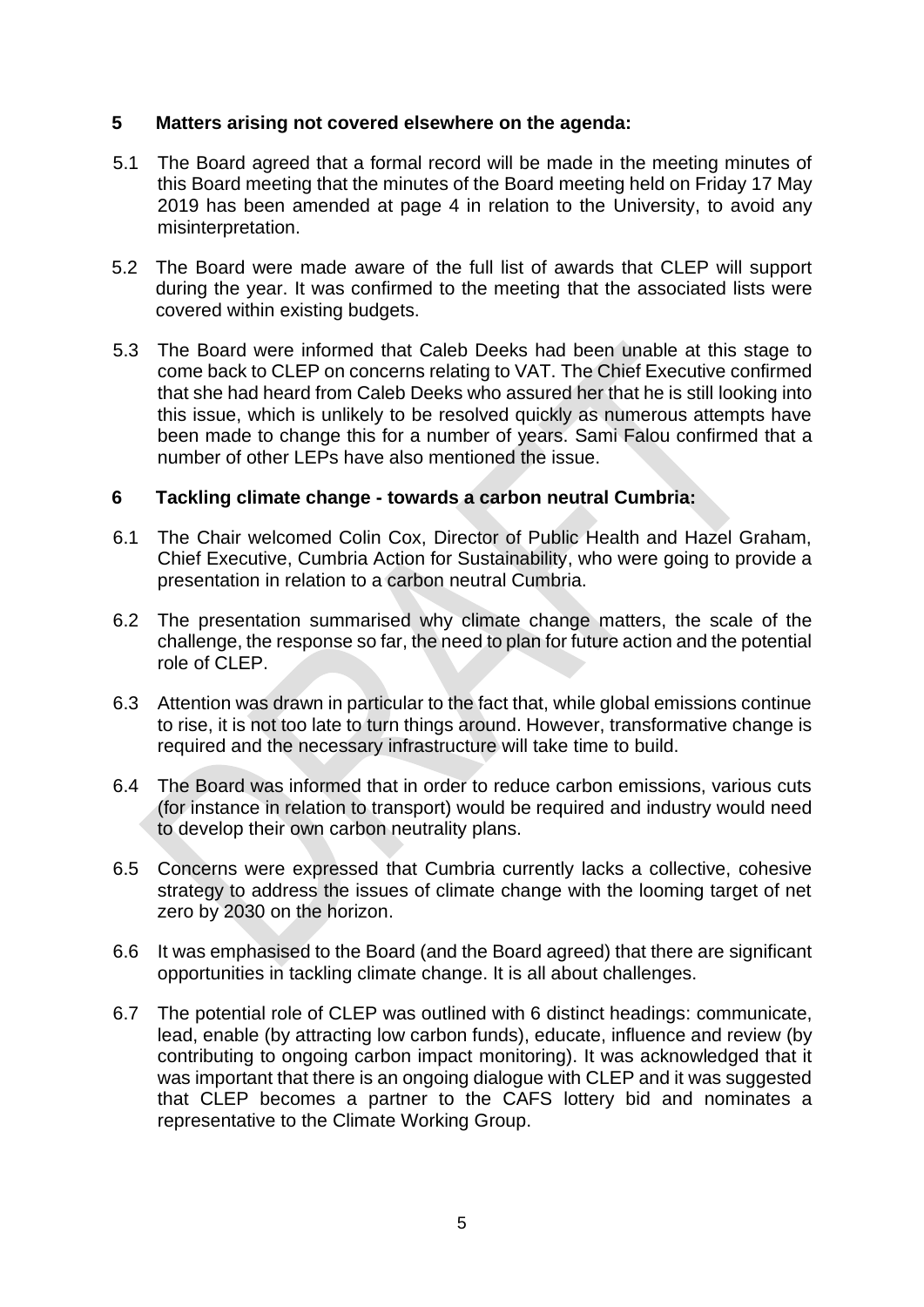## 5 Matters arising not covered elsewhere on the agenda:

5.1 The Board agreed that a formal record will be made in the meeting minutes of this Board meeting that the minutes of the Board meeting held on Friday 17 May 2019 has been amended at page 4 in relation to the University, to avoid any misinterpretation.

5.2 The Board were made aware of the full list of awards that CLEP will support during the year. It was confirmed to the meeting that the associated lists were covered within existing budgets.

5.3 The Board were informed that Caleb Deeks had been unable at this stage to come back to CLEP on concerns relating to VAT. The Chief Executive confirmed that she had heard from Caleb Deeks who assured her that he is still looking into this issue, which is unlikely to be resolved quickly as numerous attempts have been made to change this for a number of years. Sami Falou confirmed that a number of other LEPs have also mentioned the issue.

## 6 Tackling climate change - towards a carbon neutral Cumbria:

6.1 The Chair welcomed Colin Cox, Director of Public Health and Hazel Graham, Chief Executive, Cumbria Action for Sustainability, who were going to provide a presentation in relation to a carbon neutral Cumbria.

6.2 The presentation summarised why climate change matters, the scale of the challenge, the response so far, the need to plan for future action and the potential role of CLEP.

6.3 Attention was drawn in particular to the fact that, while global emissions continue to rise, it is not too late to turn things around. However, transformative change is required and the necessary infrastructure will take time to build.

6.4 The Board was informed that in order to reduce carbon emissions, various cuts (for instance in relation to transport) would be required and industry would need to develop their own carbon neutrality plans.

6.5 Concerns were expressed that Cumbria currently lacks a collective, cohesive strategy to address the issues of climate change with the looming target of net zero by 2030 on the horizon.

6.6 It was emphasised to the Board (and the Board agreed) that there are significant opportunities in tackling climate change. It is all about challenges.

6.7 The potential role of CLEP was outlined with 6 distinct headings: communicate, lead, enable (by attracting low carbon funds), educate, influence and review (by contributing to ongoing carbon impact monitoring). It was acknowledged that it was important that there is an ongoing dialogue with CLEP and it was suggested that CLEP becomes a partner to the CAFS lottery bid and nominates a representative to the Climate Working Group.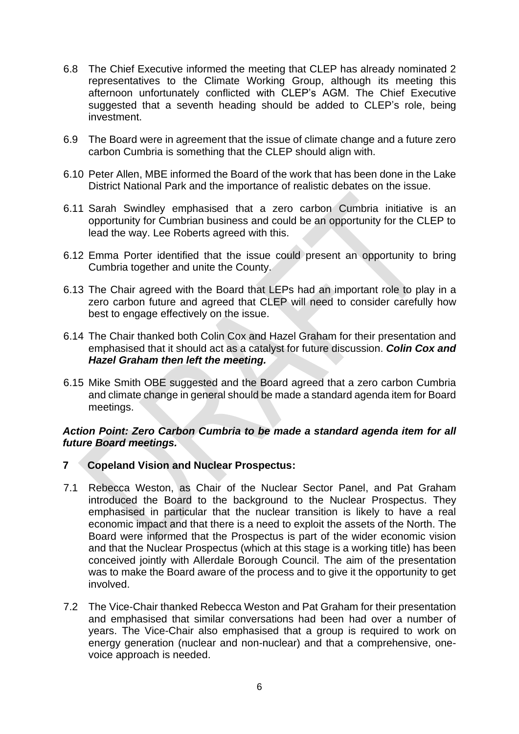6.8 The Chief Executive informed the meeting that CLEP has already nominated 2 representatives to the Climate Working Group, although its meeting this afternoon unfortunately conflicted with CLEP's AGM. The Chief Executive suggested that a seventh heading should be added to CLEP's role, being investment.

6.9 The Board were in agreement that the issue of climate change and a future zero carbon Cumbria is something that the CLEP should align with.

6.10 Peter Allen, MBE informed the Board of the work that has been done in the Lake District National Park and the importance of realistic debates on the issue.

6.11 Sarah Swindley emphasised that a zero carbon Cumbria initiative is an opportunity for Cumbrian business and could be an opportunity for the CLEP to lead the way. Lee Roberts agreed with this.

6.12 Emma Porter identified that the issue could present an opportunity to bring Cumbria together and unite the County.

6.13 The Chair agreed with the Board that LEPs had an important role to play in a zero carbon future and agreed that CLEP will need to consider carefully how best to engage effectively on the issue.

6.14 The Chair thanked both Colin Cox and Hazel Graham for their presentation and emphasised that it should act as a catalyst for future discussion. ***Colin Cox and Hazel Graham then left the meeting.***

6.15 Mike Smith OBE suggested and the Board agreed that a zero carbon Cumbria and climate change in general should be made a standard agenda item for Board meetings.

***Action Point: Zero Carbon Cumbria to be made a standard agenda item for all future Board meetings.***

## 7 Copeland Vision and Nuclear Prospectus:

7.1 Rebecca Weston, as Chair of the Nuclear Sector Panel, and Pat Graham introduced the Board to the background to the Nuclear Prospectus. They emphasised in particular that the nuclear transition is likely to have a real economic impact and that there is a need to exploit the assets of the North. The Board were informed that the Prospectus is part of the wider economic vision and that the Nuclear Prospectus (which at this stage is a working title) has been conceived jointly with Allerdale Borough Council. The aim of the presentation was to make the Board aware of the process and to give it the opportunity to get involved.

7.2 The Vice-Chair thanked Rebecca Weston and Pat Graham for their presentation and emphasised that similar conversations had been had over a number of years. The Vice-Chair also emphasised that a group is required to work on energy generation (nuclear and non-nuclear) and that a comprehensive, one-voice approach is needed.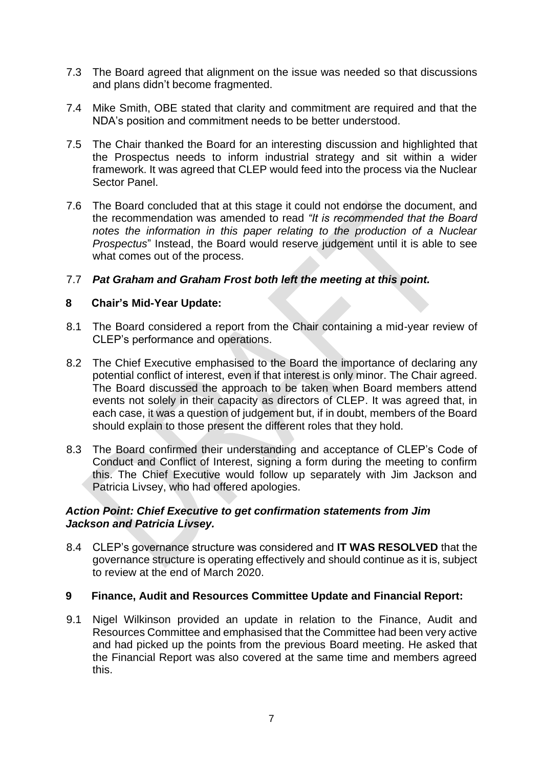7.3 The Board agreed that alignment on the issue was needed so that discussions and plans didn't become fragmented.

7.4 Mike Smith, OBE stated that clarity and commitment are required and that the NDA's position and commitment needs to be better understood.

7.5 The Chair thanked the Board for an interesting discussion and highlighted that the Prospectus needs to inform industrial strategy and sit within a wider framework. It was agreed that CLEP would feed into the process via the Nuclear Sector Panel.

7.6 The Board concluded that at this stage it could not endorse the document, and the recommendation was amended to read *"It is recommended that the Board notes the information in this paper relating to the production of a Nuclear Prospectus*" Instead, the Board would reserve judgement until it is able to see what comes out of the process.

7.7 ***Pat Graham and Graham Frost both left the meeting at this point.***

## 8 Chair's Mid-Year Update:

8.1 The Board considered a report from the Chair containing a mid-year review of CLEP's performance and operations.

8.2 The Chief Executive emphasised to the Board the importance of declaring any potential conflict of interest, even if that interest is only minor. The Chair agreed. The Board discussed the approach to be taken when Board members attend events not solely in their capacity as directors of CLEP. It was agreed that, in each case, it was a question of judgement but, if in doubt, members of the Board should explain to those present the different roles that they hold.

8.3 The Board confirmed their understanding and acceptance of CLEP's Code of Conduct and Conflict of Interest, signing a form during the meeting to confirm this. The Chief Executive would follow up separately with Jim Jackson and Patricia Livsey, who had offered apologies.

***Action Point: Chief Executive to get confirmation statements from Jim Jackson and Patricia Livsey.***

8.4 CLEP's governance structure was considered and **IT WAS RESOLVED** that the governance structure is operating effectively and should continue as it is, subject to review at the end of March 2020.

## 9 Finance, Audit and Resources Committee Update and Financial Report:

9.1 Nigel Wilkinson provided an update in relation to the Finance, Audit and Resources Committee and emphasised that the Committee had been very active and had picked up the points from the previous Board meeting. He asked that the Financial Report was also covered at the same time and members agreed this.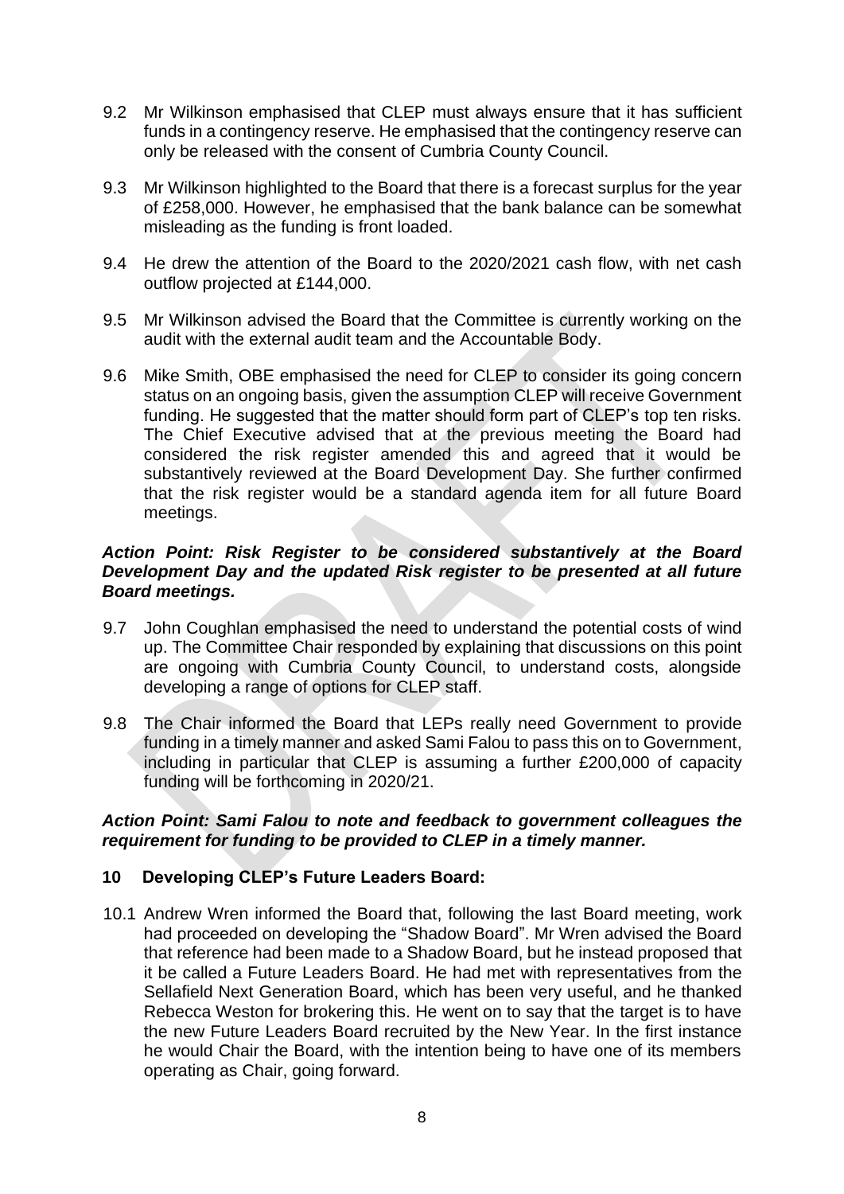9.2 Mr Wilkinson emphasised that CLEP must always ensure that it has sufficient funds in a contingency reserve. He emphasised that the contingency reserve can only be released with the consent of Cumbria County Council.

9.3 Mr Wilkinson highlighted to the Board that there is a forecast surplus for the year of £258,000. However, he emphasised that the bank balance can be somewhat misleading as the funding is front loaded.

9.4 He drew the attention of the Board to the 2020/2021 cash flow, with net cash outflow projected at £144,000.

9.5 Mr Wilkinson advised the Board that the Committee is currently working on the audit with the external audit team and the Accountable Body.

9.6 Mike Smith, OBE emphasised the need for CLEP to consider its going concern status on an ongoing basis, given the assumption CLEP will receive Government funding. He suggested that the matter should form part of CLEP's top ten risks. The Chief Executive advised that at the previous meeting the Board had considered the risk register amended this and agreed that it would be substantively reviewed at the Board Development Day. She further confirmed that the risk register would be a standard agenda item for all future Board meetings.

***Action Point: Risk Register to be considered substantively at the Board Development Day and the updated Risk register to be presented at all future Board meetings.***

9.7 John Coughlan emphasised the need to understand the potential costs of wind up. The Committee Chair responded by explaining that discussions on this point are ongoing with Cumbria County Council, to understand costs, alongside developing a range of options for CLEP staff.

9.8 The Chair informed the Board that LEPs really need Government to provide funding in a timely manner and asked Sami Falou to pass this on to Government, including in particular that CLEP is assuming a further £200,000 of capacity funding will be forthcoming in 2020/21.

***Action Point: Sami Falou to note and feedback to government colleagues the requirement for funding to be provided to CLEP in a timely manner.***

## 10 Developing CLEP's Future Leaders Board:

10.1 Andrew Wren informed the Board that, following the last Board meeting, work had proceeded on developing the "Shadow Board". Mr Wren advised the Board that reference had been made to a Shadow Board, but he instead proposed that it be called a Future Leaders Board. He had met with representatives from the Sellafield Next Generation Board, which has been very useful, and he thanked Rebecca Weston for brokering this. He went on to say that the target is to have the new Future Leaders Board recruited by the New Year. In the first instance he would Chair the Board, with the intention being to have one of its members operating as Chair, going forward.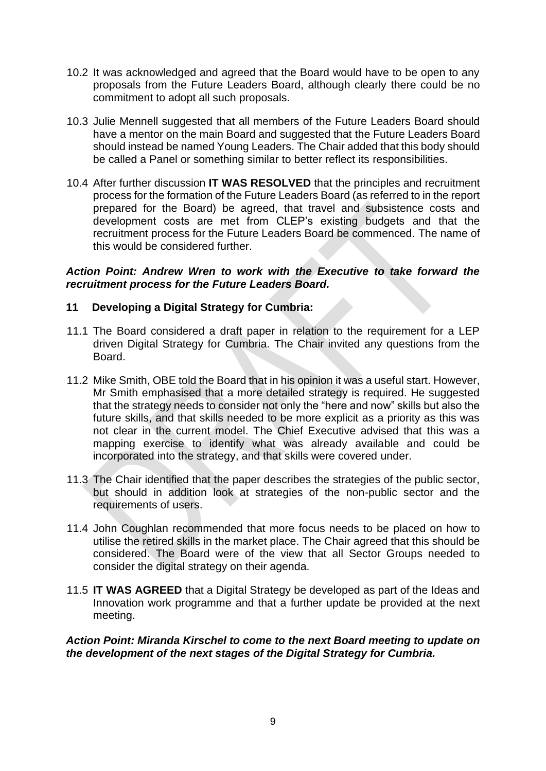10.2 It was acknowledged and agreed that the Board would have to be open to any proposals from the Future Leaders Board, although clearly there could be no commitment to adopt all such proposals.

10.3 Julie Mennell suggested that all members of the Future Leaders Board should have a mentor on the main Board and suggested that the Future Leaders Board should instead be named Young Leaders. The Chair added that this body should be called a Panel or something similar to better reflect its responsibilities.

10.4 After further discussion **IT WAS RESOLVED** that the principles and recruitment process for the formation of the Future Leaders Board (as referred to in the report prepared for the Board) be agreed, that travel and subsistence costs and development costs are met from CLEP's existing budgets and that the recruitment process for the Future Leaders Board be commenced. The name of this would be considered further.

***Action Point: Andrew Wren to work with the Executive to take forward the recruitment process for the Future Leaders Board.***

## 11 Developing a Digital Strategy for Cumbria:

11.1 The Board considered a draft paper in relation to the requirement for a LEP driven Digital Strategy for Cumbria. The Chair invited any questions from the Board.

11.2 Mike Smith, OBE told the Board that in his opinion it was a useful start. However, Mr Smith emphasised that a more detailed strategy is required. He suggested that the strategy needs to consider not only the "here and now" skills but also the future skills, and that skills needed to be more explicit as a priority as this was not clear in the current model. The Chief Executive advised that this was a mapping exercise to identify what was already available and could be incorporated into the strategy, and that skills were covered under.

11.3 The Chair identified that the paper describes the strategies of the public sector, but should in addition look at strategies of the non-public sector and the requirements of users.

11.4 John Coughlan recommended that more focus needs to be placed on how to utilise the retired skills in the market place. The Chair agreed that this should be considered. The Board were of the view that all Sector Groups needed to consider the digital strategy on their agenda.

11.5 **IT WAS AGREED** that a Digital Strategy be developed as part of the Ideas and Innovation work programme and that a further update be provided at the next meeting.

***Action Point: Miranda Kirschel to come to the next Board meeting to update on the development of the next stages of the Digital Strategy for Cumbria.***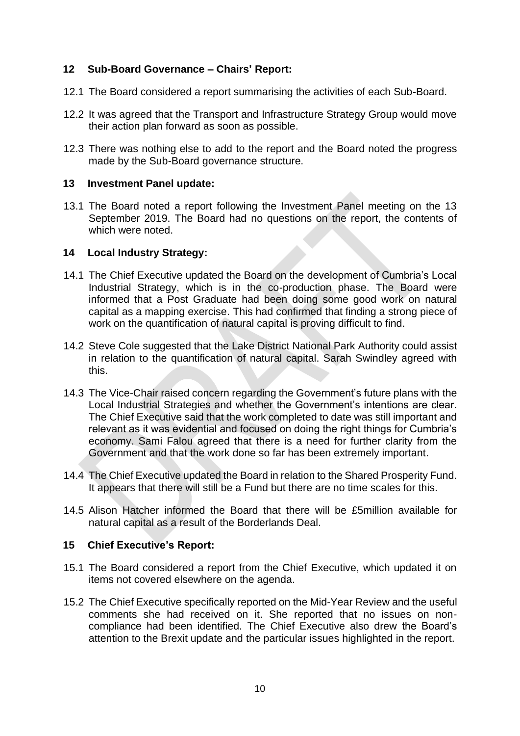## 12 Sub-Board Governance – Chairs' Report:

12.1 The Board considered a report summarising the activities of each Sub-Board.

12.2 It was agreed that the Transport and Infrastructure Strategy Group would move their action plan forward as soon as possible.

12.3 There was nothing else to add to the report and the Board noted the progress made by the Sub-Board governance structure.

## 13 Investment Panel update:

13.1 The Board noted a report following the Investment Panel meeting on the 13 September 2019. The Board had no questions on the report, the contents of which were noted.

## 14 Local Industry Strategy:

14.1 The Chief Executive updated the Board on the development of Cumbria's Local Industrial Strategy, which is in the co-production phase. The Board were informed that a Post Graduate had been doing some good work on natural capital as a mapping exercise. This had confirmed that finding a strong piece of work on the quantification of natural capital is proving difficult to find.

14.2 Steve Cole suggested that the Lake District National Park Authority could assist in relation to the quantification of natural capital. Sarah Swindley agreed with this.

14.3 The Vice-Chair raised concern regarding the Government's future plans with the Local Industrial Strategies and whether the Government's intentions are clear. The Chief Executive said that the work completed to date was still important and relevant as it was evidential and focused on doing the right things for Cumbria's economy. Sami Falou agreed that there is a need for further clarity from the Government and that the work done so far has been extremely important.

14.4 The Chief Executive updated the Board in relation to the Shared Prosperity Fund. It appears that there will still be a Fund but there are no time scales for this.

14.5 Alison Hatcher informed the Board that there will be £5million available for natural capital as a result of the Borderlands Deal.

## 15 Chief Executive's Report:

15.1 The Board considered a report from the Chief Executive, which updated it on items not covered elsewhere on the agenda.

15.2 The Chief Executive specifically reported on the Mid-Year Review and the useful comments she had received on it. She reported that no issues on non-compliance had been identified. The Chief Executive also drew the Board's attention to the Brexit update and the particular issues highlighted in the report.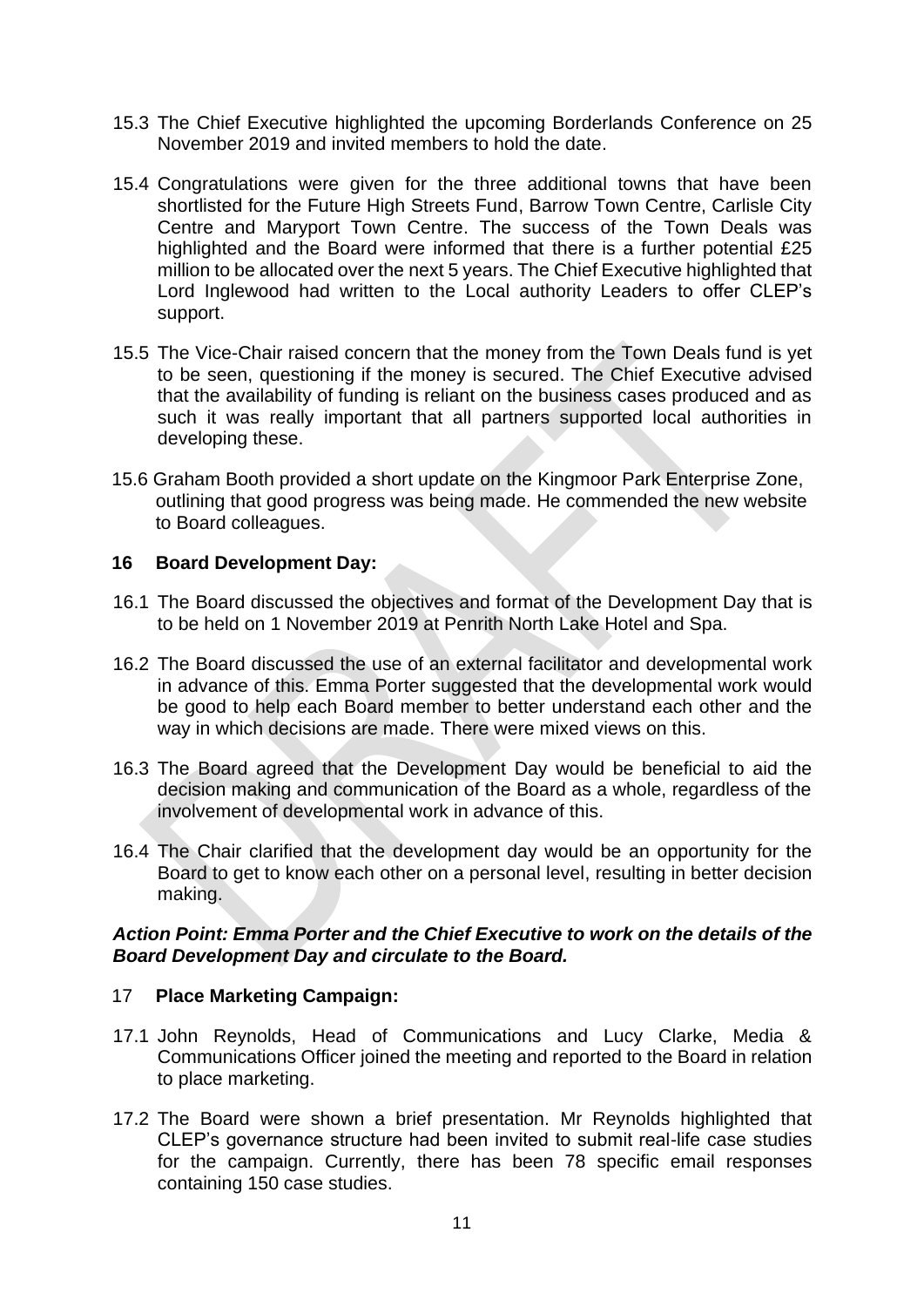15.3 The Chief Executive highlighted the upcoming Borderlands Conference on 25 November 2019 and invited members to hold the date.

15.4 Congratulations were given for the three additional towns that have been shortlisted for the Future High Streets Fund, Barrow Town Centre, Carlisle City Centre and Maryport Town Centre. The success of the Town Deals was highlighted and the Board were informed that there is a further potential £25 million to be allocated over the next 5 years. The Chief Executive highlighted that Lord Inglewood had written to the Local authority Leaders to offer CLEP's support.

15.5 The Vice-Chair raised concern that the money from the Town Deals fund is yet to be seen, questioning if the money is secured. The Chief Executive advised that the availability of funding is reliant on the business cases produced and as such it was really important that all partners supported local authorities in developing these.

15.6 Graham Booth provided a short update on the Kingmoor Park Enterprise Zone, outlining that good progress was being made. He commended the new website to Board colleagues.

## 16 Board Development Day:

16.1 The Board discussed the objectives and format of the Development Day that is to be held on 1 November 2019 at Penrith North Lake Hotel and Spa.

16.2 The Board discussed the use of an external facilitator and developmental work in advance of this. Emma Porter suggested that the developmental work would be good to help each Board member to better understand each other and the way in which decisions are made. There were mixed views on this.

16.3 The Board agreed that the Development Day would be beneficial to aid the decision making and communication of the Board as a whole, regardless of the involvement of developmental work in advance of this.

16.4 The Chair clarified that the development day would be an opportunity for the Board to get to know each other on a personal level, resulting in better decision making.

***Action Point: Emma Porter and the Chief Executive to work on the details of the Board Development Day and circulate to the Board.***

## 17 Place Marketing Campaign:

17.1 John Reynolds, Head of Communications and Lucy Clarke, Media & Communications Officer joined the meeting and reported to the Board in relation to place marketing.

17.2 The Board were shown a brief presentation. Mr Reynolds highlighted that CLEP's governance structure had been invited to submit real-life case studies for the campaign. Currently, there has been 78 specific email responses containing 150 case studies.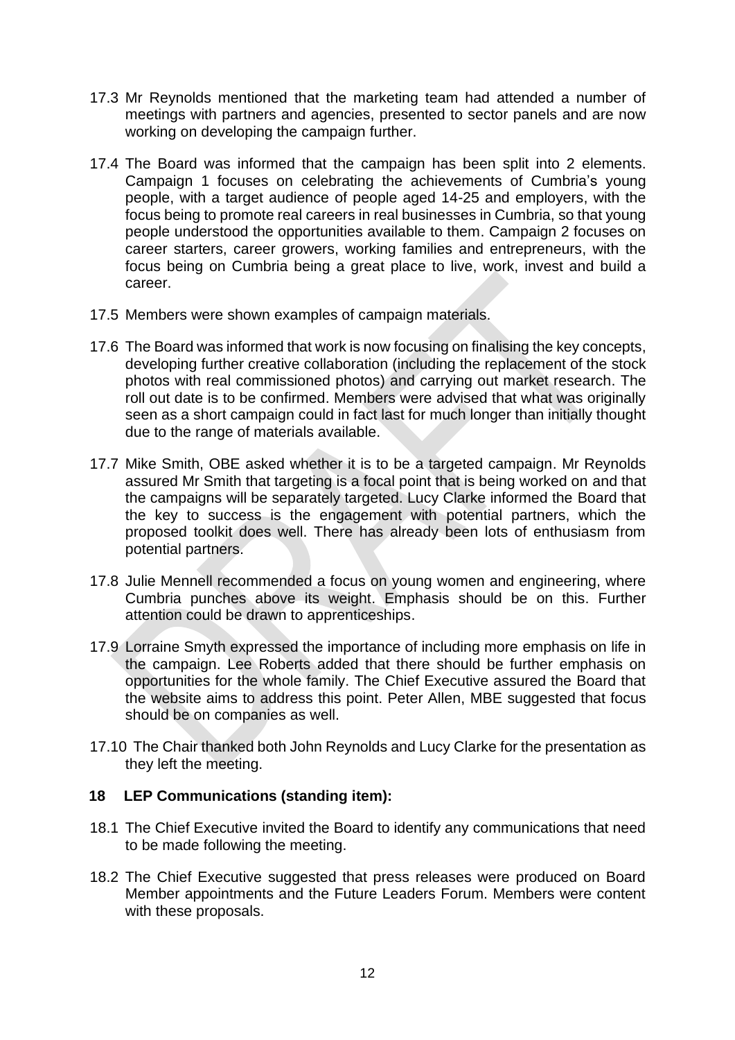17.3 Mr Reynolds mentioned that the marketing team had attended a number of meetings with partners and agencies, presented to sector panels and are now working on developing the campaign further.

17.4 The Board was informed that the campaign has been split into 2 elements. Campaign 1 focuses on celebrating the achievements of Cumbria's young people, with a target audience of people aged 14-25 and employers, with the focus being to promote real careers in real businesses in Cumbria, so that young people understood the opportunities available to them. Campaign 2 focuses on career starters, career growers, working families and entrepreneurs, with the focus being on Cumbria being a great place to live, work, invest and build a career.

17.5 Members were shown examples of campaign materials.

17.6 The Board was informed that work is now focusing on finalising the key concepts, developing further creative collaboration (including the replacement of the stock photos with real commissioned photos) and carrying out market research. The roll out date is to be confirmed. Members were advised that what was originally seen as a short campaign could in fact last for much longer than initially thought due to the range of materials available.

17.7 Mike Smith, OBE asked whether it is to be a targeted campaign. Mr Reynolds assured Mr Smith that targeting is a focal point that is being worked on and that the campaigns will be separately targeted. Lucy Clarke informed the Board that the key to success is the engagement with potential partners, which the proposed toolkit does well. There has already been lots of enthusiasm from potential partners.

17.8 Julie Mennell recommended a focus on young women and engineering, where Cumbria punches above its weight. Emphasis should be on this. Further attention could be drawn to apprenticeships.

17.9 Lorraine Smyth expressed the importance of including more emphasis on life in the campaign. Lee Roberts added that there should be further emphasis on opportunities for the whole family. The Chief Executive assured the Board that the website aims to address this point. Peter Allen, MBE suggested that focus should be on companies as well.

17.10 The Chair thanked both John Reynolds and Lucy Clarke for the presentation as they left the meeting.

**18 LEP Communications (standing item):**

18.1 The Chief Executive invited the Board to identify any communications that need to be made following the meeting.

18.2 The Chief Executive suggested that press releases were produced on Board Member appointments and the Future Leaders Forum. Members were content with these proposals.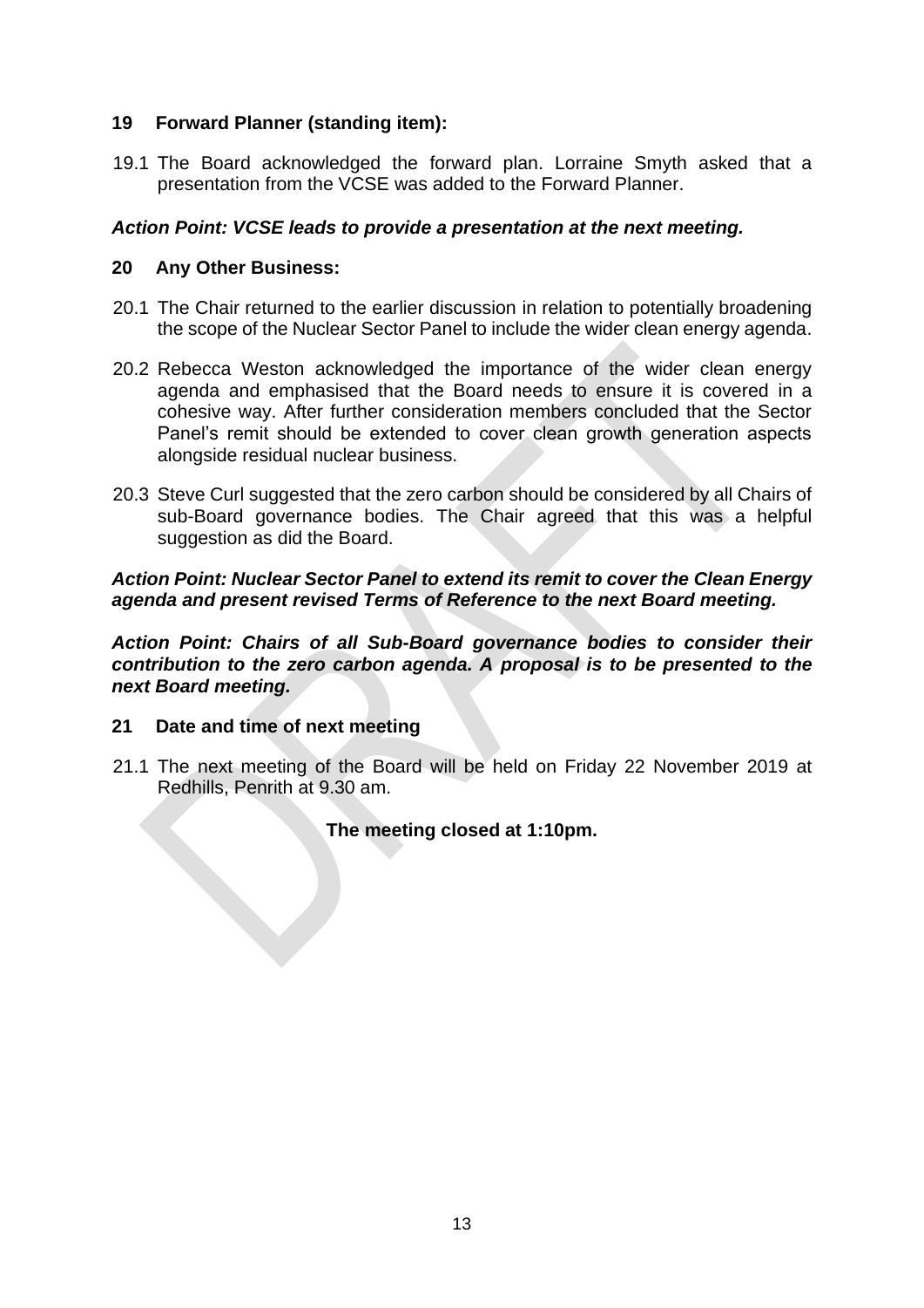## 19 Forward Planner (standing item):

19.1 The Board acknowledged the forward plan. Lorraine Smyth asked that a presentation from the VCSE was added to the Forward Planner.

***Action Point: VCSE leads to provide a presentation at the next meeting.***

## 20 Any Other Business:

20.1 The Chair returned to the earlier discussion in relation to potentially broadening the scope of the Nuclear Sector Panel to include the wider clean energy agenda.

20.2 Rebecca Weston acknowledged the importance of the wider clean energy agenda and emphasised that the Board needs to ensure it is covered in a cohesive way. After further consideration members concluded that the Sector Panel's remit should be extended to cover clean growth generation aspects alongside residual nuclear business.

20.3 Steve Curl suggested that the zero carbon should be considered by all Chairs of sub-Board governance bodies. The Chair agreed that this was a helpful suggestion as did the Board.

***Action Point: Nuclear Sector Panel to extend its remit to cover the Clean Energy agenda and present revised Terms of Reference to the next Board meeting.***

***Action Point: Chairs of all Sub-Board governance bodies to consider their contribution to the zero carbon agenda. A proposal is to be presented to the next Board meeting.***

## 21 Date and time of next meeting

21.1 The next meeting of the Board will be held on Friday 22 November 2019 at Redhills, Penrith at 9.30 am.

**The meeting closed at 1:10pm.**